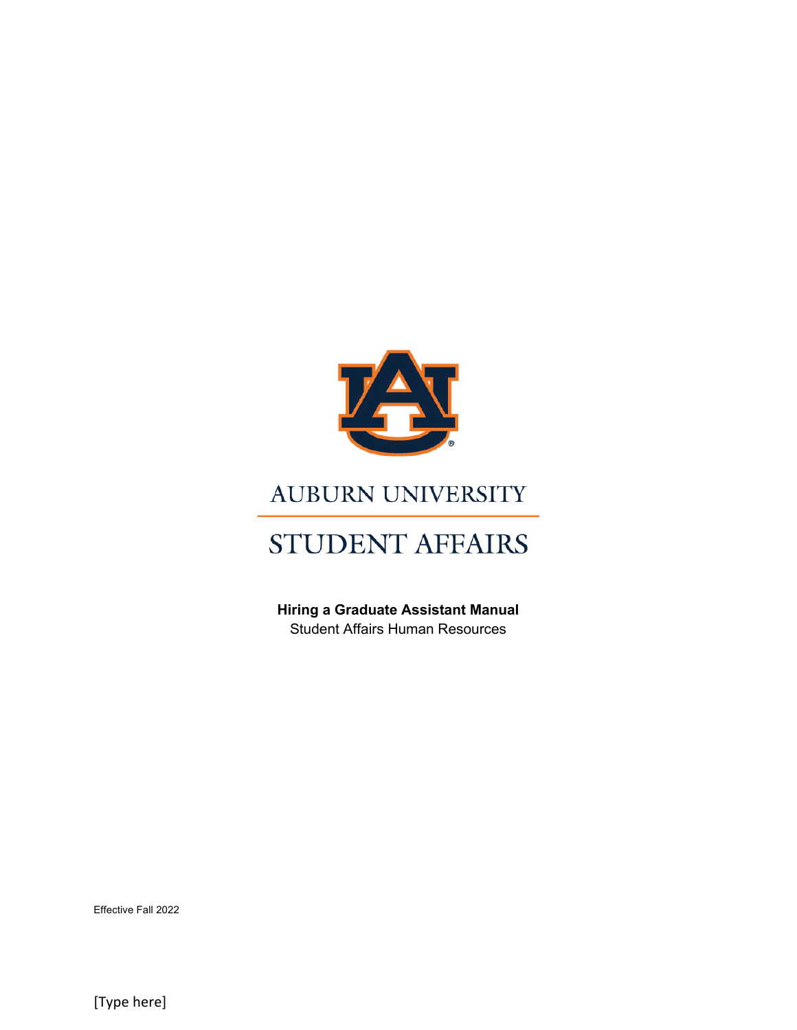AUBURN UNIVERSITY

STUDENT AFFAIRS

**Hiring a Graduate Assistant Manual**

Student Affairs Human Resources

Effective Fall 2022

[Type here]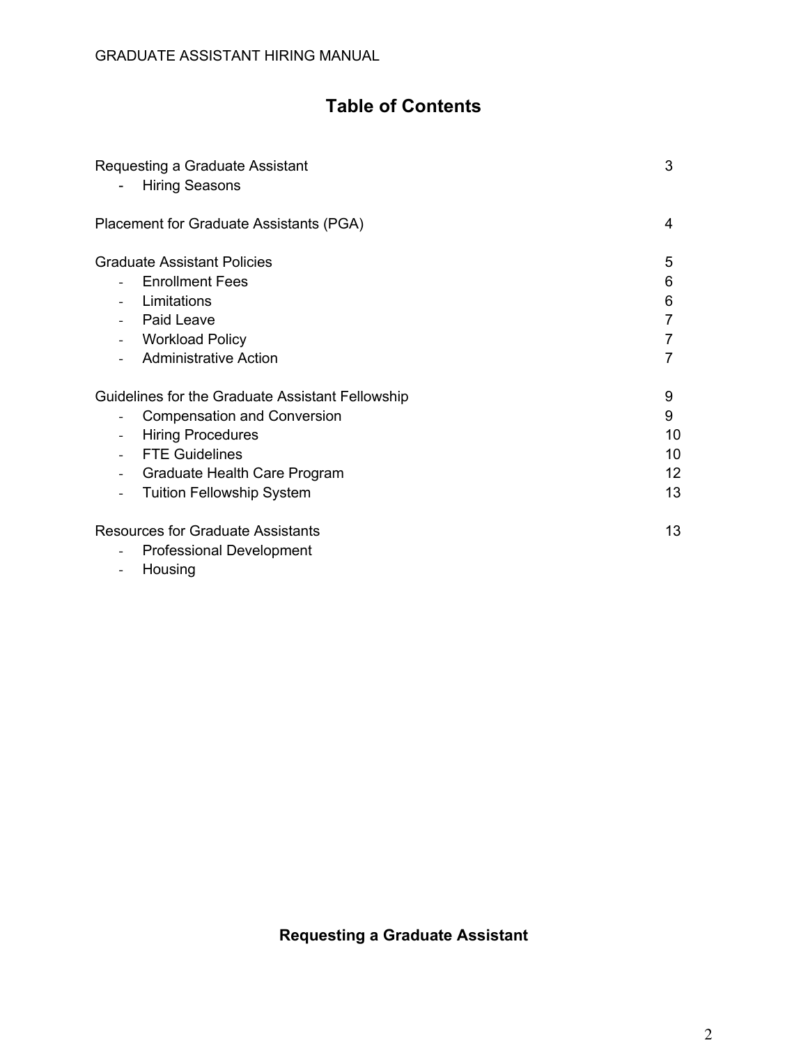# Table of Contents

| | |
|---|---|
| Requesting a Graduate Assistant | 3 |
| - Hiring Seasons | |
| Placement for Graduate Assistants (PGA) | 4 |
| Graduate Assistant Policies | 5 |
| - Enrollment Fees | 6 |
| - Limitations | 6 |
| - Paid Leave | 7 |
| - Workload Policy | 7 |
| - Administrative Action | 7 |
| Guidelines for the Graduate Assistant Fellowship | 9 |
| - Compensation and Conversion | 9 |
| - Hiring Procedures | 10 |
| - FTE Guidelines | 10 |
| - Graduate Health Care Program | 12 |
| - Tuition Fellowship System | 13 |
| Resources for Graduate Assistants | 13 |
| - Professional Development | |
| - Housing | |

## Requesting a Graduate Assistant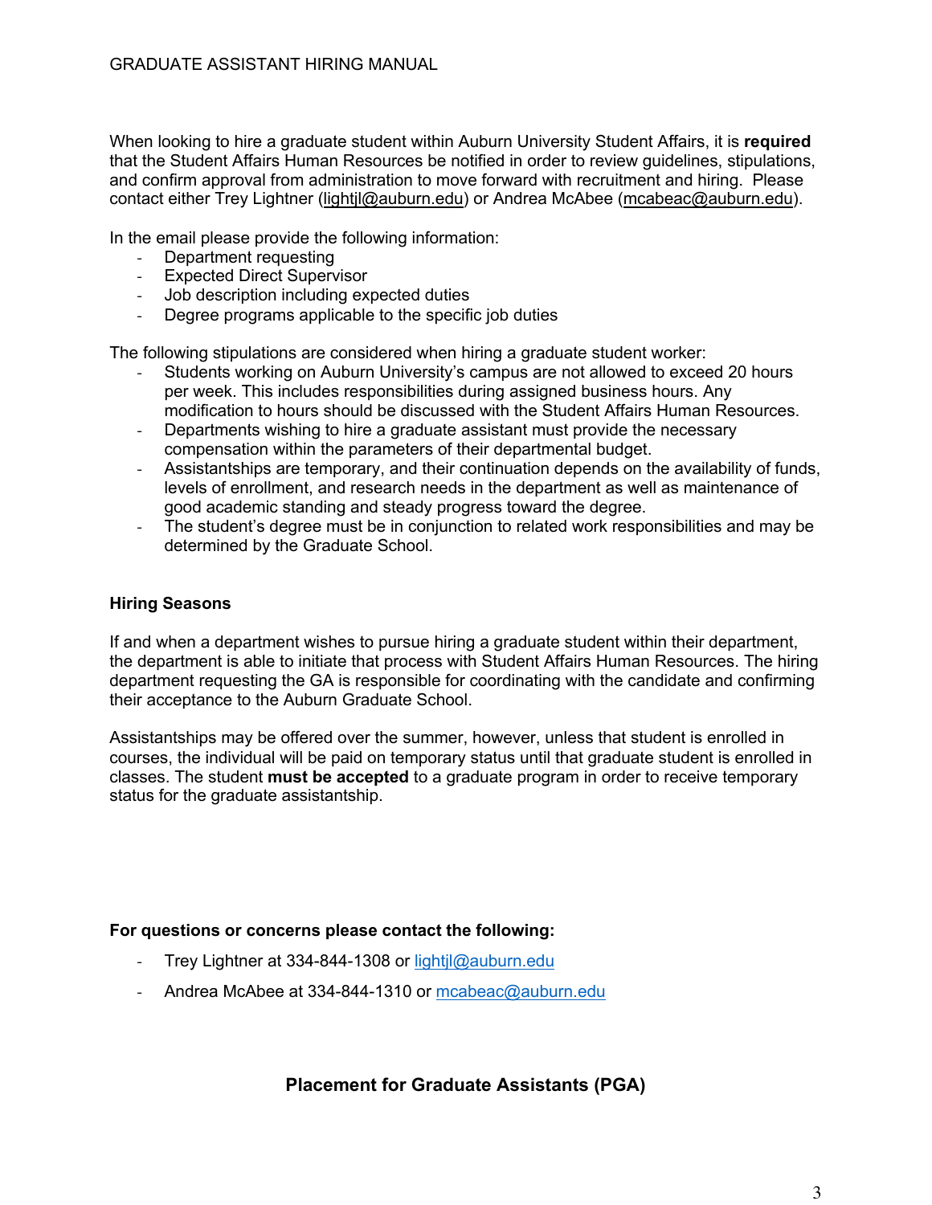When looking to hire a graduate student within Auburn University Student Affairs, it is **required** that the Student Affairs Human Resources be notified in order to review guidelines, stipulations, and confirm approval from administration to move forward with recruitment and hiring. Please contact either Trey Lightner (lightjl@auburn.edu) or Andrea McAbee (mcabeac@auburn.edu).

In the email please provide the following information:

- Department requesting
- Expected Direct Supervisor
- Job description including expected duties
- Degree programs applicable to the specific job duties

The following stipulations are considered when hiring a graduate student worker:

- Students working on Auburn University's campus are not allowed to exceed 20 hours per week. This includes responsibilities during assigned business hours. Any modification to hours should be discussed with the Student Affairs Human Resources.
- Departments wishing to hire a graduate assistant must provide the necessary compensation within the parameters of their departmental budget.
- Assistantships are temporary, and their continuation depends on the availability of funds, levels of enrollment, and research needs in the department as well as maintenance of good academic standing and steady progress toward the degree.
- The student's degree must be in conjunction to related work responsibilities and may be determined by the Graduate School.

**Hiring Seasons**

If and when a department wishes to pursue hiring a graduate student within their department, the department is able to initiate that process with Student Affairs Human Resources. The hiring department requesting the GA is responsible for coordinating with the candidate and confirming their acceptance to the Auburn Graduate School.

Assistantships may be offered over the summer, however, unless that student is enrolled in courses, the individual will be paid on temporary status until that graduate student is enrolled in classes. The student **must be accepted** to a graduate program in order to receive temporary status for the graduate assistantship.

**For questions or concerns please contact the following:**

- Trey Lightner at 334-844-1308 or lightjl@auburn.edu
- Andrea McAbee at 334-844-1310 or mcabeac@auburn.edu

## Placement for Graduate Assistants (PGA)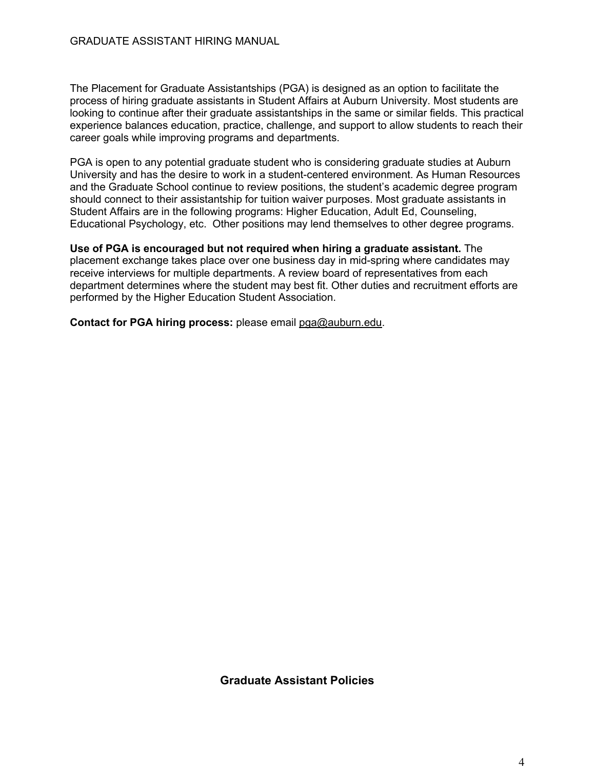The Placement for Graduate Assistantships (PGA) is designed as an option to facilitate the process of hiring graduate assistants in Student Affairs at Auburn University. Most students are looking to continue after their graduate assistantships in the same or similar fields. This practical experience balances education, practice, challenge, and support to allow students to reach their career goals while improving programs and departments.

PGA is open to any potential graduate student who is considering graduate studies at Auburn University and has the desire to work in a student-centered environment. As Human Resources and the Graduate School continue to review positions, the student's academic degree program should connect to their assistantship for tuition waiver purposes. Most graduate assistants in Student Affairs are in the following programs: Higher Education, Adult Ed, Counseling, Educational Psychology, etc. Other positions may lend themselves to other degree programs.

**Use of PGA is encouraged but not required when hiring a graduate assistant.** The placement exchange takes place over one business day in mid-spring where candidates may receive interviews for multiple departments. A review board of representatives from each department determines where the student may best fit. Other duties and recruitment efforts are performed by the Higher Education Student Association.

**Contact for PGA hiring process:** please email pga@auburn.edu.

## Graduate Assistant Policies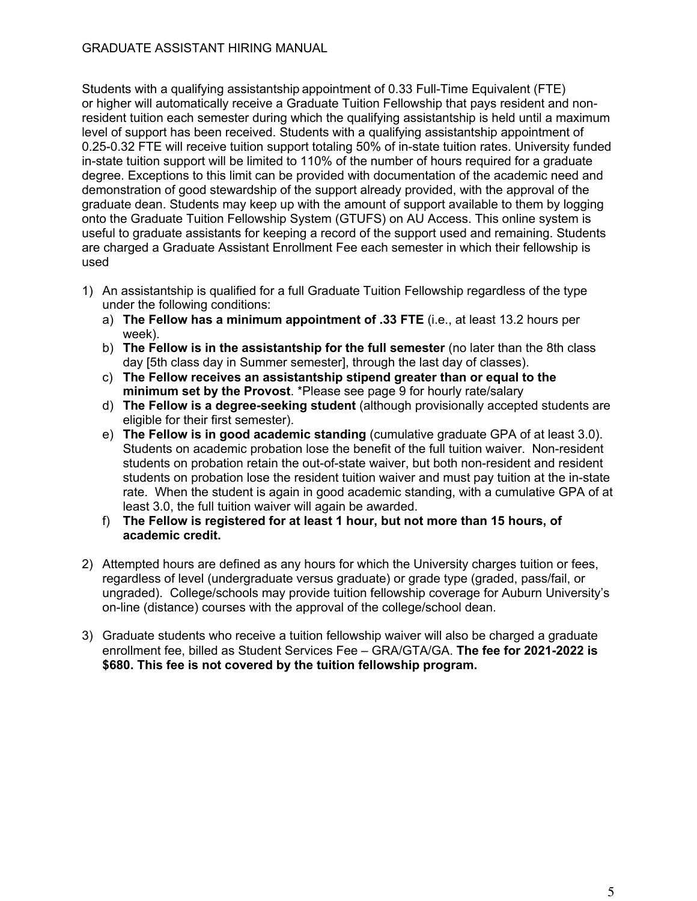Students with a qualifying assistantship appointment of 0.33 Full-Time Equivalent (FTE) or higher will automatically receive a Graduate Tuition Fellowship that pays resident and non-resident tuition each semester during which the qualifying assistantship is held until a maximum level of support has been received. Students with a qualifying assistantship appointment of 0.25-0.32 FTE will receive tuition support totaling 50% of in-state tuition rates. University funded in-state tuition support will be limited to 110% of the number of hours required for a graduate degree. Exceptions to this limit can be provided with documentation of the academic need and demonstration of good stewardship of the support already provided, with the approval of the graduate dean. Students may keep up with the amount of support available to them by logging onto the Graduate Tuition Fellowship System (GTUFS) on AU Access. This online system is useful to graduate assistants for keeping a record of the support used and remaining. Students are charged a Graduate Assistant Enrollment Fee each semester in which their fellowship is used

1) An assistantship is qualified for a full Graduate Tuition Fellowship regardless of the type under the following conditions:
   a) **The Fellow has a minimum appointment of .33 FTE** (i.e., at least 13.2 hours per week).
   b) **The Fellow is in the assistantship for the full semester** (no later than the 8th class day [5th class day in Summer semester], through the last day of classes).
   c) **The Fellow receives an assistantship stipend greater than or equal to the minimum set by the Provost**. *Please see page 9 for hourly rate/salary
   d) **The Fellow is a degree-seeking student** (although provisionally accepted students are eligible for their first semester).
   e) **The Fellow is in good academic standing** (cumulative graduate GPA of at least 3.0). Students on academic probation lose the benefit of the full tuition waiver. Non-resident students on probation retain the out-of-state waiver, but both non-resident and resident students on probation lose the resident tuition waiver and must pay tuition at the in-state rate. When the student is again in good academic standing, with a cumulative GPA of at least 3.0, the full tuition waiver will again be awarded.
   f) **The Fellow is registered for at least 1 hour, but not more than 15 hours, of academic credit.**

2) Attempted hours are defined as any hours for which the University charges tuition or fees, regardless of level (undergraduate versus graduate) or grade type (graded, pass/fail, or ungraded). College/schools may provide tuition fellowship coverage for Auburn University's on-line (distance) courses with the approval of the college/school dean.

3) Graduate students who receive a tuition fellowship waiver will also be charged a graduate enrollment fee, billed as Student Services Fee – GRA/GTA/GA. **The fee for 2021-2022 is $680. This fee is not covered by the tuition fellowship program.**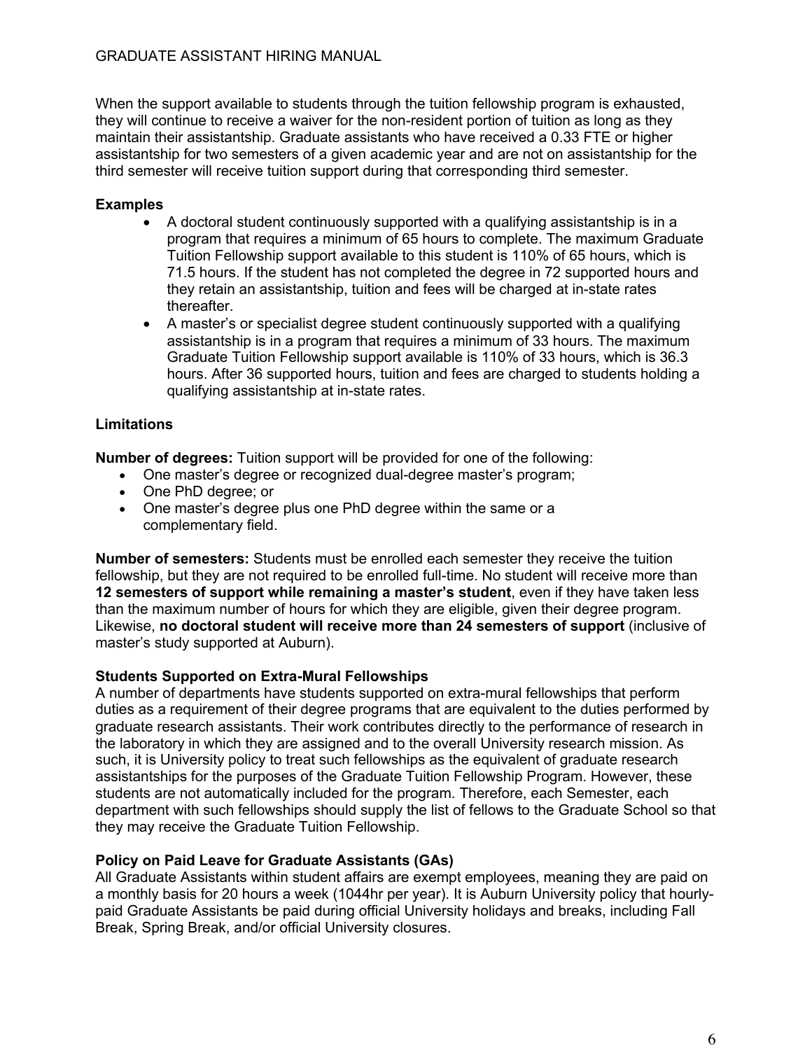When the support available to students through the tuition fellowship program is exhausted, they will continue to receive a waiver for the non-resident portion of tuition as long as they maintain their assistantship. Graduate assistants who have received a 0.33 FTE or higher assistantship for two semesters of a given academic year and are not on assistantship for the third semester will receive tuition support during that corresponding third semester.

**Examples**

- A doctoral student continuously supported with a qualifying assistantship is in a program that requires a minimum of 65 hours to complete. The maximum Graduate Tuition Fellowship support available to this student is 110% of 65 hours, which is 71.5 hours. If the student has not completed the degree in 72 supported hours and they retain an assistantship, tuition and fees will be charged at in-state rates thereafter.
- A master's or specialist degree student continuously supported with a qualifying assistantship is in a program that requires a minimum of 33 hours. The maximum Graduate Tuition Fellowship support available is 110% of 33 hours, which is 36.3 hours. After 36 supported hours, tuition and fees are charged to students holding a qualifying assistantship at in-state rates.

**Limitations**

**Number of degrees:** Tuition support will be provided for one of the following:

- One master's degree or recognized dual-degree master's program;
- One PhD degree; or
- One master's degree plus one PhD degree within the same or a complementary field.

**Number of semesters:** Students must be enrolled each semester they receive the tuition fellowship, but they are not required to be enrolled full-time. No student will receive more than **12 semesters of support while remaining a master's student**, even if they have taken less than the maximum number of hours for which they are eligible, given their degree program. Likewise, **no doctoral student will receive more than 24 semesters of support** (inclusive of master's study supported at Auburn).

**Students Supported on Extra-Mural Fellowships**

A number of departments have students supported on extra-mural fellowships that perform duties as a requirement of their degree programs that are equivalent to the duties performed by graduate research assistants. Their work contributes directly to the performance of research in the laboratory in which they are assigned and to the overall University research mission. As such, it is University policy to treat such fellowships as the equivalent of graduate research assistantships for the purposes of the Graduate Tuition Fellowship Program. However, these students are not automatically included for the program. Therefore, each Semester, each department with such fellowships should supply the list of fellows to the Graduate School so that they may receive the Graduate Tuition Fellowship.

**Policy on Paid Leave for Graduate Assistants (GAs)**

All Graduate Assistants within student affairs are exempt employees, meaning they are paid on a monthly basis for 20 hours a week (1044hr per year). It is Auburn University policy that hourly-paid Graduate Assistants be paid during official University holidays and breaks, including Fall Break, Spring Break, and/or official University closures.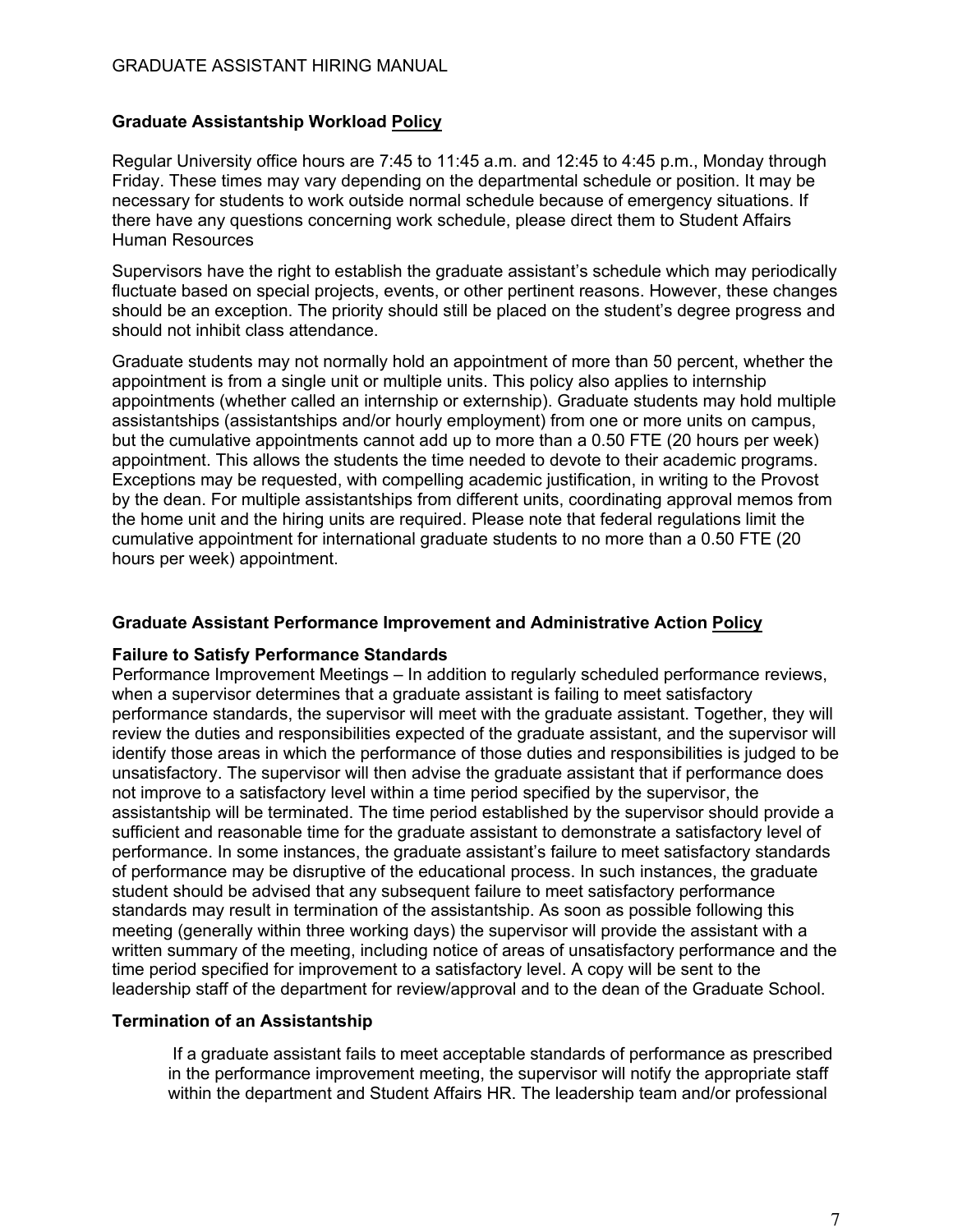## Graduate Assistantship Workload Policy

Regular University office hours are 7:45 to 11:45 a.m. and 12:45 to 4:45 p.m., Monday through Friday. These times may vary depending on the departmental schedule or position. It may be necessary for students to work outside normal schedule because of emergency situations. If there have any questions concerning work schedule, please direct them to Student Affairs Human Resources

Supervisors have the right to establish the graduate assistant's schedule which may periodically fluctuate based on special projects, events, or other pertinent reasons. However, these changes should be an exception. The priority should still be placed on the student's degree progress and should not inhibit class attendance.

Graduate students may not normally hold an appointment of more than 50 percent, whether the appointment is from a single unit or multiple units. This policy also applies to internship appointments (whether called an internship or externship). Graduate students may hold multiple assistantships (assistantships and/or hourly employment) from one or more units on campus, but the cumulative appointments cannot add up to more than a 0.50 FTE (20 hours per week) appointment. This allows the students the time needed to devote to their academic programs. Exceptions may be requested, with compelling academic justification, in writing to the Provost by the dean. For multiple assistantships from different units, coordinating approval memos from the home unit and the hiring units are required. Please note that federal regulations limit the cumulative appointment for international graduate students to no more than a 0.50 FTE (20 hours per week) appointment.

## Graduate Assistant Performance Improvement and Administrative Action Policy

### Failure to Satisfy Performance Standards

Performance Improvement Meetings – In addition to regularly scheduled performance reviews, when a supervisor determines that a graduate assistant is failing to meet satisfactory performance standards, the supervisor will meet with the graduate assistant. Together, they will review the duties and responsibilities expected of the graduate assistant, and the supervisor will identify those areas in which the performance of those duties and responsibilities is judged to be unsatisfactory. The supervisor will then advise the graduate assistant that if performance does not improve to a satisfactory level within a time period specified by the supervisor, the assistantship will be terminated. The time period established by the supervisor should provide a sufficient and reasonable time for the graduate assistant to demonstrate a satisfactory level of performance. In some instances, the graduate assistant's failure to meet satisfactory standards of performance may be disruptive of the educational process. In such instances, the graduate student should be advised that any subsequent failure to meet satisfactory performance standards may result in termination of the assistantship. As soon as possible following this meeting (generally within three working days) the supervisor will provide the assistant with a written summary of the meeting, including notice of areas of unsatisfactory performance and the time period specified for improvement to a satisfactory level. A copy will be sent to the leadership staff of the department for review/approval and to the dean of the Graduate School.

### Termination of an Assistantship

If a graduate assistant fails to meet acceptable standards of performance as prescribed in the performance improvement meeting, the supervisor will notify the appropriate staff within the department and Student Affairs HR. The leadership team and/or professional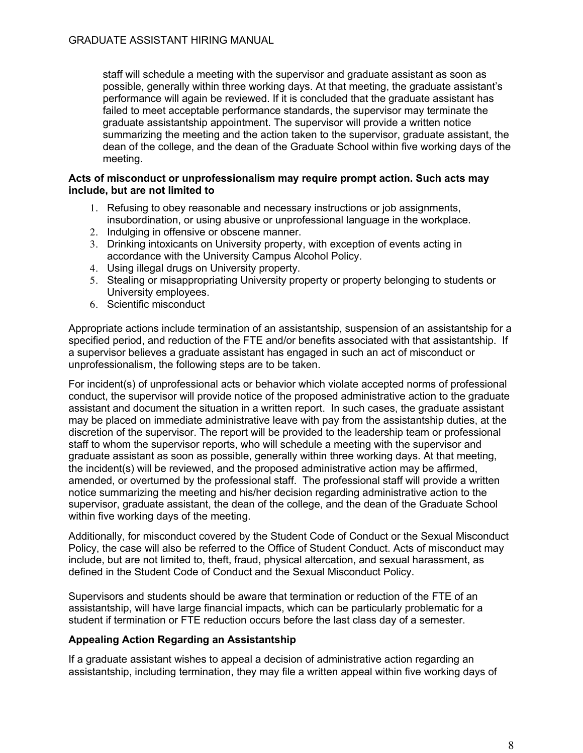staff will schedule a meeting with the supervisor and graduate assistant as soon as possible, generally within three working days. At that meeting, the graduate assistant's performance will again be reviewed. If it is concluded that the graduate assistant has failed to meet acceptable performance standards, the supervisor may terminate the graduate assistantship appointment. The supervisor will provide a written notice summarizing the meeting and the action taken to the supervisor, graduate assistant, the dean of the college, and the dean of the Graduate School within five working days of the meeting.

**Acts of misconduct or unprofessionalism may require prompt action. Such acts may include, but are not limited to**

1. Refusing to obey reasonable and necessary instructions or job assignments, insubordination, or using abusive or unprofessional language in the workplace.
2. Indulging in offensive or obscene manner.
3. Drinking intoxicants on University property, with exception of events acting in accordance with the University Campus Alcohol Policy.
4. Using illegal drugs on University property.
5. Stealing or misappropriating University property or property belonging to students or University employees.
6. Scientific misconduct

Appropriate actions include termination of an assistantship, suspension of an assistantship for a specified period, and reduction of the FTE and/or benefits associated with that assistantship. If a supervisor believes a graduate assistant has engaged in such an act of misconduct or unprofessionalism, the following steps are to be taken.

For incident(s) of unprofessional acts or behavior which violate accepted norms of professional conduct, the supervisor will provide notice of the proposed administrative action to the graduate assistant and document the situation in a written report. In such cases, the graduate assistant may be placed on immediate administrative leave with pay from the assistantship duties, at the discretion of the supervisor. The report will be provided to the leadership team or professional staff to whom the supervisor reports, who will schedule a meeting with the supervisor and graduate assistant as soon as possible, generally within three working days. At that meeting, the incident(s) will be reviewed, and the proposed administrative action may be affirmed, amended, or overturned by the professional staff. The professional staff will provide a written notice summarizing the meeting and his/her decision regarding administrative action to the supervisor, graduate assistant, the dean of the college, and the dean of the Graduate School within five working days of the meeting.

Additionally, for misconduct covered by the Student Code of Conduct or the Sexual Misconduct Policy, the case will also be referred to the Office of Student Conduct. Acts of misconduct may include, but are not limited to, theft, fraud, physical altercation, and sexual harassment, as defined in the Student Code of Conduct and the Sexual Misconduct Policy.

Supervisors and students should be aware that termination or reduction of the FTE of an assistantship, will have large financial impacts, which can be particularly problematic for a student if termination or FTE reduction occurs before the last class day of a semester.

### Appealing Action Regarding an Assistantship

If a graduate assistant wishes to appeal a decision of administrative action regarding an assistantship, including termination, they may file a written appeal within five working days of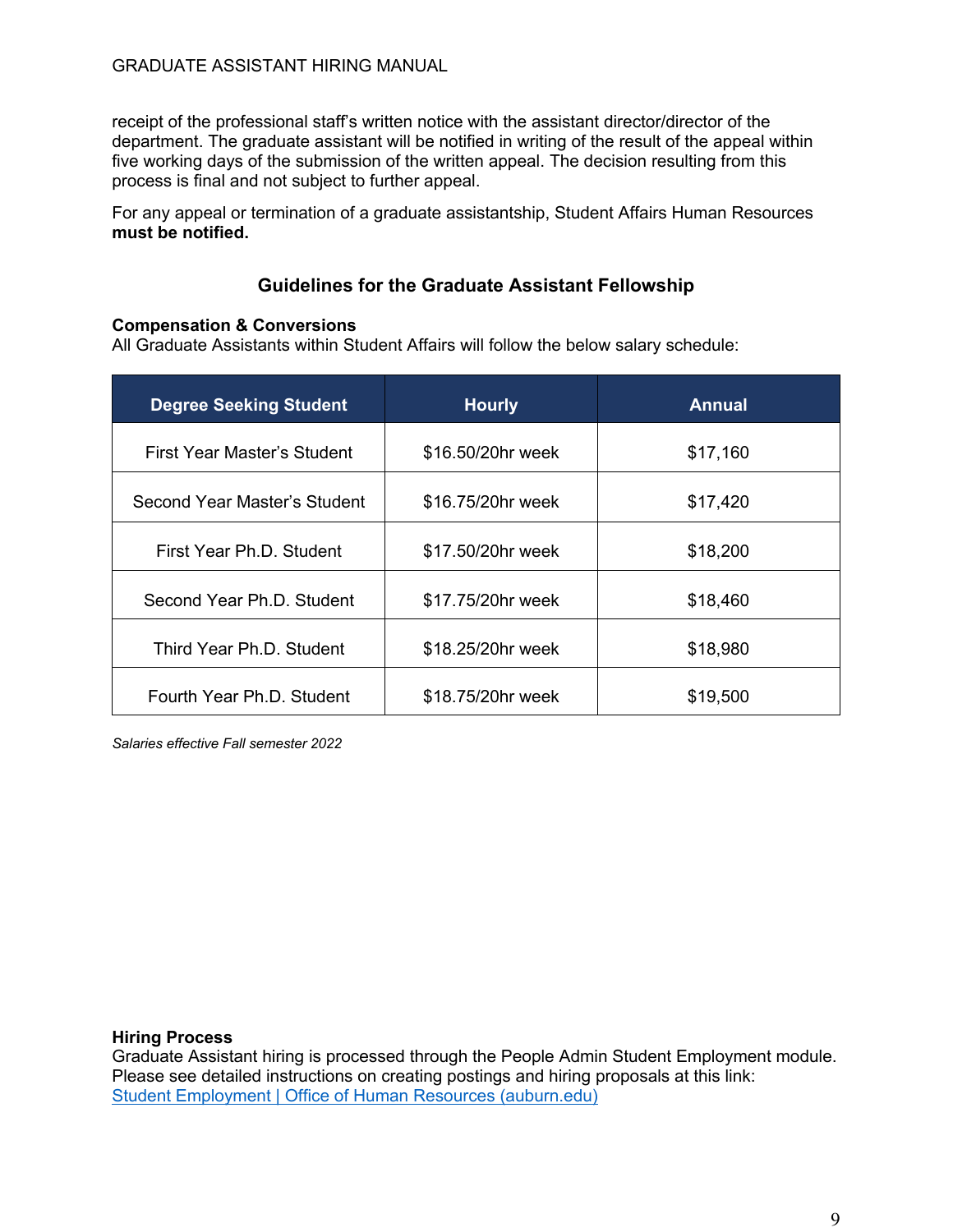receipt of the professional staff's written notice with the assistant director/director of the department. The graduate assistant will be notified in writing of the result of the appeal within five working days of the submission of the written appeal. The decision resulting from this process is final and not subject to further appeal.

For any appeal or termination of a graduate assistantship, Student Affairs Human Resources **must be notified.**

## Guidelines for the Graduate Assistant Fellowship

**Compensation & Conversions**
All Graduate Assistants within Student Affairs will follow the below salary schedule:

| Degree Seeking Student | Hourly | Annual |
| --- | --- | --- |
| First Year Master's Student | $16.50/20hr week | $17,160 |
| Second Year Master's Student | $16.75/20hr week | $17,420 |
| First Year Ph.D. Student | $17.50/20hr week | $18,200 |
| Second Year Ph.D. Student | $17.75/20hr week | $18,460 |
| Third Year Ph.D. Student | $18.25/20hr week | $18,980 |
| Fourth Year Ph.D. Student | $18.75/20hr week | $19,500 |

*Salaries effective Fall semester 2022*

**Hiring Process**
Graduate Assistant hiring is processed through the People Admin Student Employment module. Please see detailed instructions on creating postings and hiring proposals at this link: [Student Employment | Office of Human Resources (auburn.edu)]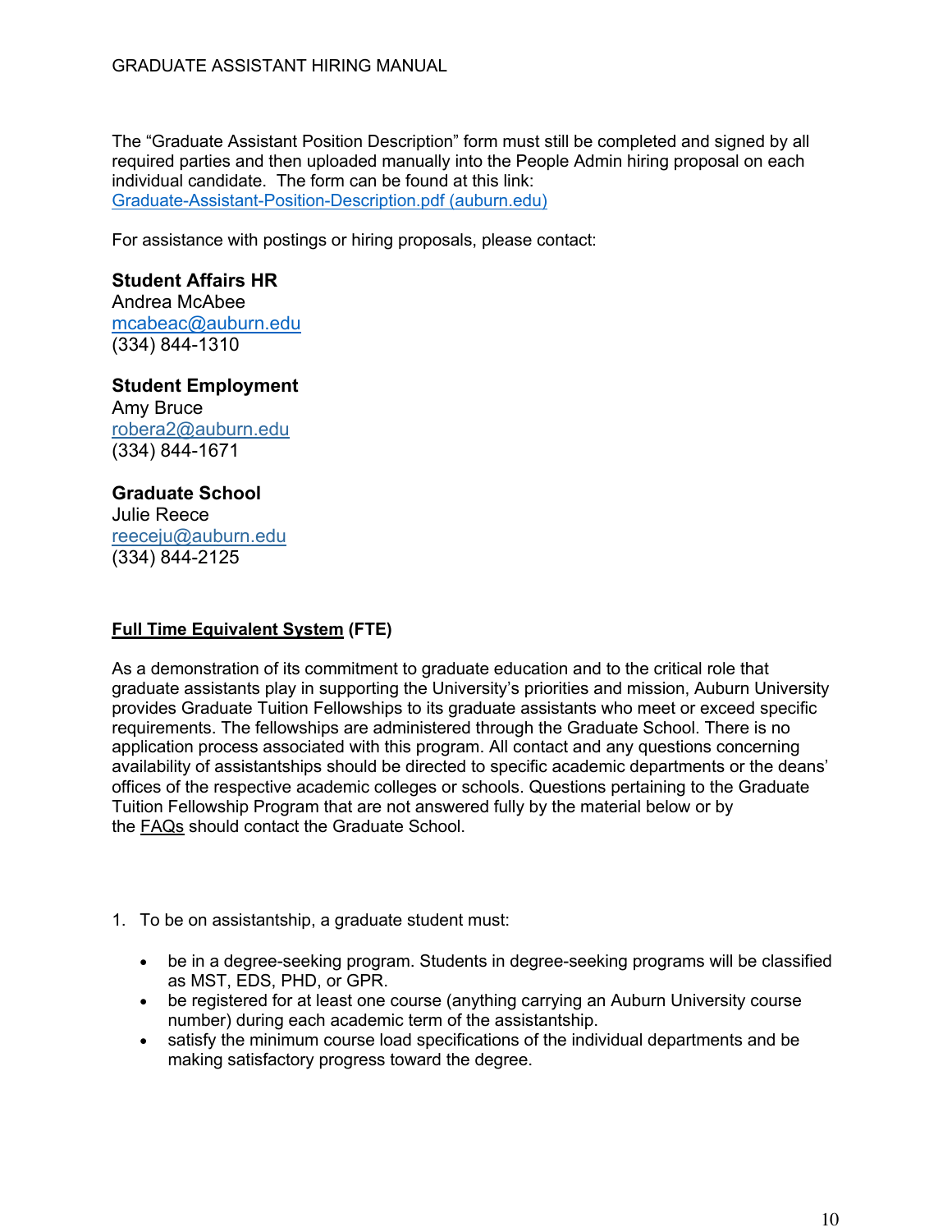The "Graduate Assistant Position Description" form must still be completed and signed by all required parties and then uploaded manually into the People Admin hiring proposal on each individual candidate. The form can be found at this link: [Graduate-Assistant-Position-Description.pdf (auburn.edu)](Graduate-Assistant-Position-Description.pdf)

For assistance with postings or hiring proposals, please contact:

**Student Affairs HR**
Andrea McAbee
mcabeac@auburn.edu
(334) 844-1310

**Student Employment**
Amy Bruce
robera2@auburn.edu
(334) 844-1671

**Graduate School**
Julie Reece
reeceju@auburn.edu
(334) 844-2125

## Full Time Equivalent System (FTE)

As a demonstration of its commitment to graduate education and to the critical role that graduate assistants play in supporting the University's priorities and mission, Auburn University provides Graduate Tuition Fellowships to its graduate assistants who meet or exceed specific requirements. The fellowships are administered through the Graduate School. There is no application process associated with this program. All contact and any questions concerning availability of assistantships should be directed to specific academic departments or the deans' offices of the respective academic colleges or schools. Questions pertaining to the Graduate Tuition Fellowship Program that are not answered fully by the material below or by the FAQs should contact the Graduate School.

1. To be on assistantship, a graduate student must:

   - be in a degree-seeking program. Students in degree-seeking programs will be classified as MST, EDS, PHD, or GPR.
   - be registered for at least one course (anything carrying an Auburn University course number) during each academic term of the assistantship.
   - satisfy the minimum course load specifications of the individual departments and be making satisfactory progress toward the degree.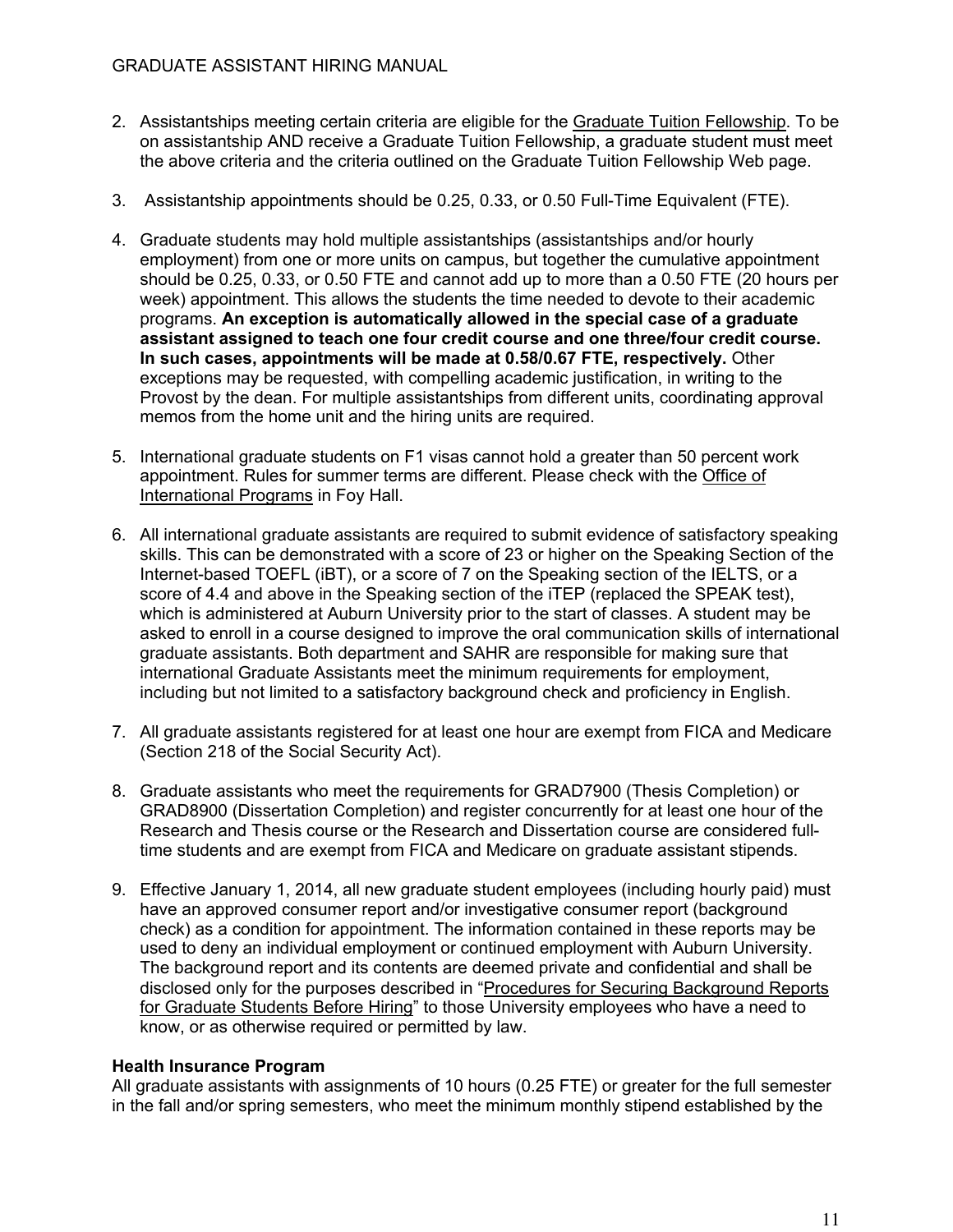2. Assistantships meeting certain criteria are eligible for the Graduate Tuition Fellowship. To be on assistantship AND receive a Graduate Tuition Fellowship, a graduate student must meet the above criteria and the criteria outlined on the Graduate Tuition Fellowship Web page.

3. Assistantship appointments should be 0.25, 0.33, or 0.50 Full-Time Equivalent (FTE).

4. Graduate students may hold multiple assistantships (assistantships and/or hourly employment) from one or more units on campus, but together the cumulative appointment should be 0.25, 0.33, or 0.50 FTE and cannot add up to more than a 0.50 FTE (20 hours per week) appointment. This allows the students the time needed to devote to their academic programs. **An exception is automatically allowed in the special case of a graduate assistant assigned to teach one four credit course and one three/four credit course. In such cases, appointments will be made at 0.58/0.67 FTE, respectively.** Other exceptions may be requested, with compelling academic justification, in writing to the Provost by the dean. For multiple assistantships from different units, coordinating approval memos from the home unit and the hiring units are required.

5. International graduate students on F1 visas cannot hold a greater than 50 percent work appointment. Rules for summer terms are different. Please check with the Office of International Programs in Foy Hall.

6. All international graduate assistants are required to submit evidence of satisfactory speaking skills. This can be demonstrated with a score of 23 or higher on the Speaking Section of the Internet-based TOEFL (iBT), or a score of 7 on the Speaking section of the IELTS, or a score of 4.4 and above in the Speaking section of the iTEP (replaced the SPEAK test), which is administered at Auburn University prior to the start of classes. A student may be asked to enroll in a course designed to improve the oral communication skills of international graduate assistants. Both department and SAHR are responsible for making sure that international Graduate Assistants meet the minimum requirements for employment, including but not limited to a satisfactory background check and proficiency in English.

7. All graduate assistants registered for at least one hour are exempt from FICA and Medicare (Section 218 of the Social Security Act).

8. Graduate assistants who meet the requirements for GRAD7900 (Thesis Completion) or GRAD8900 (Dissertation Completion) and register concurrently for at least one hour of the Research and Thesis course or the Research and Dissertation course are considered full-time students and are exempt from FICA and Medicare on graduate assistant stipends.

9. Effective January 1, 2014, all new graduate student employees (including hourly paid) must have an approved consumer report and/or investigative consumer report (background check) as a condition for appointment. The information contained in these reports may be used to deny an individual employment or continued employment with Auburn University. The background report and its contents are deemed private and confidential and shall be disclosed only for the purposes described in "Procedures for Securing Background Reports for Graduate Students Before Hiring" to those University employees who have a need to know, or as otherwise required or permitted by law.

**Health Insurance Program**

All graduate assistants with assignments of 10 hours (0.25 FTE) or greater for the full semester in the fall and/or spring semesters, who meet the minimum monthly stipend established by the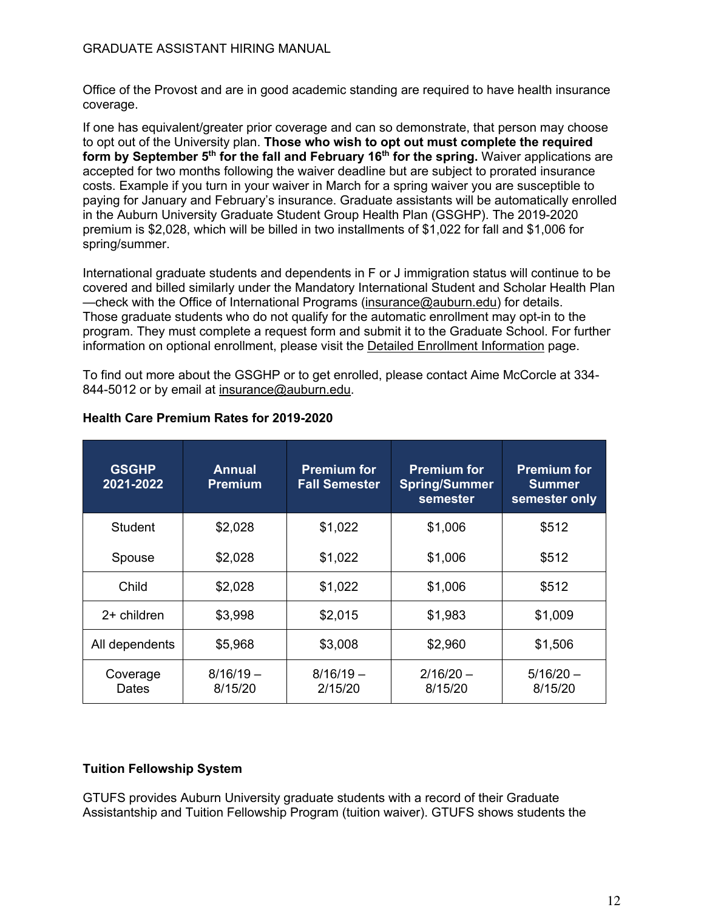Office of the Provost and are in good academic standing are required to have health insurance coverage.

If one has equivalent/greater prior coverage and can so demonstrate, that person may choose to opt out of the University plan. **Those who wish to opt out must complete the required form by September 5th for the fall and February 16th for the spring.** Waiver applications are accepted for two months following the waiver deadline but are subject to prorated insurance costs. Example if you turn in your waiver in March for a spring waiver you are susceptible to paying for January and February's insurance. Graduate assistants will be automatically enrolled in the Auburn University Graduate Student Group Health Plan (GSGHP). The 2019-2020 premium is $2,028, which will be billed in two installments of $1,022 for fall and $1,006 for spring/summer.

International graduate students and dependents in F or J immigration status will continue to be covered and billed similarly under the Mandatory International Student and Scholar Health Plan —check with the Office of International Programs (insurance@auburn.edu) for details. Those graduate students who do not qualify for the automatic enrollment may opt-in to the program. They must complete a request form and submit it to the Graduate School. For further information on optional enrollment, please visit the Detailed Enrollment Information page.

To find out more about the GSGHP or to get enrolled, please contact Aime McCorcle at 334-844-5012 or by email at insurance@auburn.edu.

**Health Care Premium Rates for 2019-2020**

| GSGHP 2021-2022 | Annual Premium | Premium for Fall Semester | Premium for Spring/Summer semester | Premium for Summer semester only |
|---|---|---|---|---|
| Student | $2,028 | $1,022 | $1,006 | $512 |
| Spouse | $2,028 | $1,022 | $1,006 | $512 |
| Child | $2,028 | $1,022 | $1,006 | $512 |
| 2+ children | $3,998 | $2,015 | $1,983 | $1,009 |
| All dependents | $5,968 | $3,008 | $2,960 | $1,506 |
| Coverage Dates | 8/16/19 – 8/15/20 | 8/16/19 – 2/15/20 | 2/16/20 – 8/15/20 | 5/16/20 – 8/15/20 |

**Tuition Fellowship System**

GTUFS provides Auburn University graduate students with a record of their Graduate Assistantship and Tuition Fellowship Program (tuition waiver). GTUFS shows students the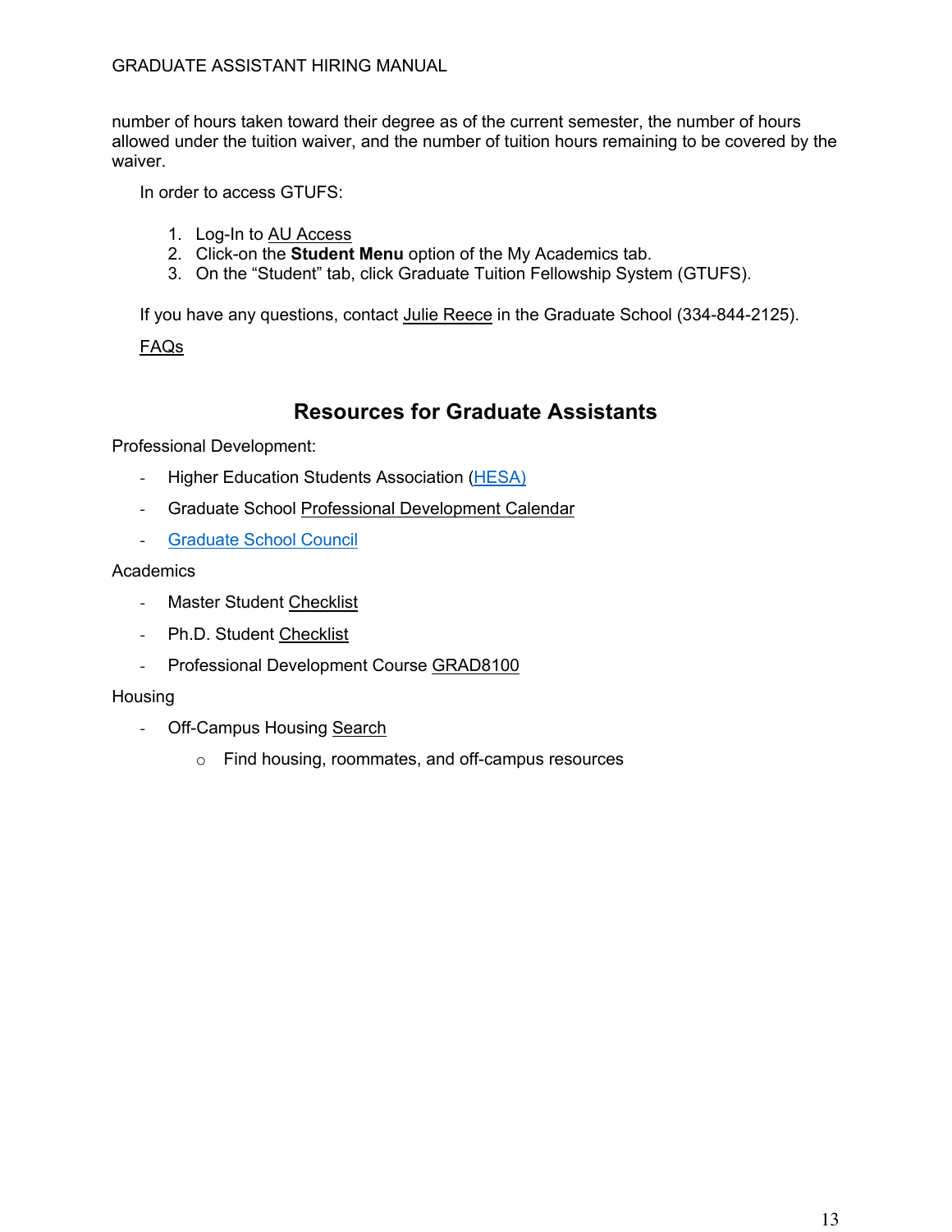number of hours taken toward their degree as of the current semester, the number of hours allowed under the tuition waiver, and the number of tuition hours remaining to be covered by the waiver.

In order to access GTUFS:

1. Log-In to AU Access
2. Click-on the **Student Menu** option of the My Academics tab.
3. On the "Student" tab, click Graduate Tuition Fellowship System (GTUFS).

If you have any questions, contact Julie Reece in the Graduate School (334-844-2125).

FAQs

## Resources for Graduate Assistants

Professional Development:

- Higher Education Students Association (HESA)
- Graduate School Professional Development Calendar
- Graduate School Council

Academics

- Master Student Checklist
- Ph.D. Student Checklist
- Professional Development Course GRAD8100

Housing

- Off-Campus Housing Search
    - Find housing, roommates, and off-campus resources